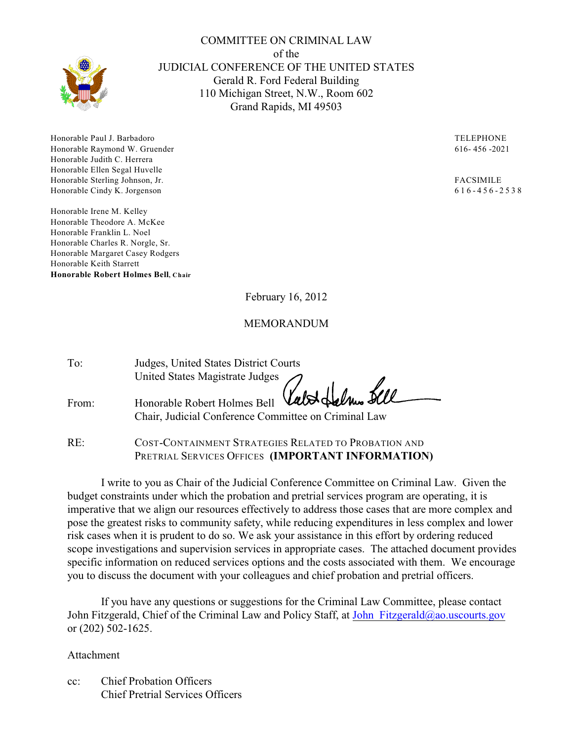COMMITTEE ON CRIMINAL LAW
of the
JUDICIAL CONFERENCE OF THE UNITED STATES
Gerald R. Ford Federal Building
110 Michigan Street, N.W., Room 602
Grand Rapids, MI 49503

Honorable Paul J. Barbadoro
Honorable Raymond W. Gruender
Honorable Judith C. Herrera
Honorable Ellen Segal Huvelle
Honorable Sterling Johnson, Jr.
Honorable Cindy K. Jorgenson

Honorable Irene M. Kelley
Honorable Theodore A. McKee
Honorable Franklin L. Noel
Honorable Charles R. Norgle, Sr.
Honorable Margaret Casey Rodgers
Honorable Keith Starrett
**Honorable Robert Holmes Bell, Chair**

TELEPHONE
616- 456 -2021

FACSIMILE
616-456-2538

February 16, 2012

MEMORANDUM

To: Judges, United States District Courts
United States Magistrate Judges

From: Honorable Robert Holmes Bell
Chair, Judicial Conference Committee on Criminal Law

RE: COST-CONTAINMENT STRATEGIES RELATED TO PROBATION AND PRETRIAL SERVICES OFFICES **(IMPORTANT INFORMATION)**

I write to you as Chair of the Judicial Conference Committee on Criminal Law. Given the budget constraints under which the probation and pretrial services program are operating, it is imperative that we align our resources effectively to address those cases that are more complex and pose the greatest risks to community safety, while reducing expenditures in less complex and lower risk cases when it is prudent to do so. We ask your assistance in this effort by ordering reduced scope investigations and supervision services in appropriate cases. The attached document provides specific information on reduced services options and the costs associated with them. We encourage you to discuss the document with your colleagues and chief probation and pretrial officers.

If you have any questions or suggestions for the Criminal Law Committee, please contact John Fitzgerald, Chief of the Criminal Law and Policy Staff, at John_Fitzgerald@ao.uscourts.gov or (202) 502-1625.

Attachment

cc: Chief Probation Officers
Chief Pretrial Services Officers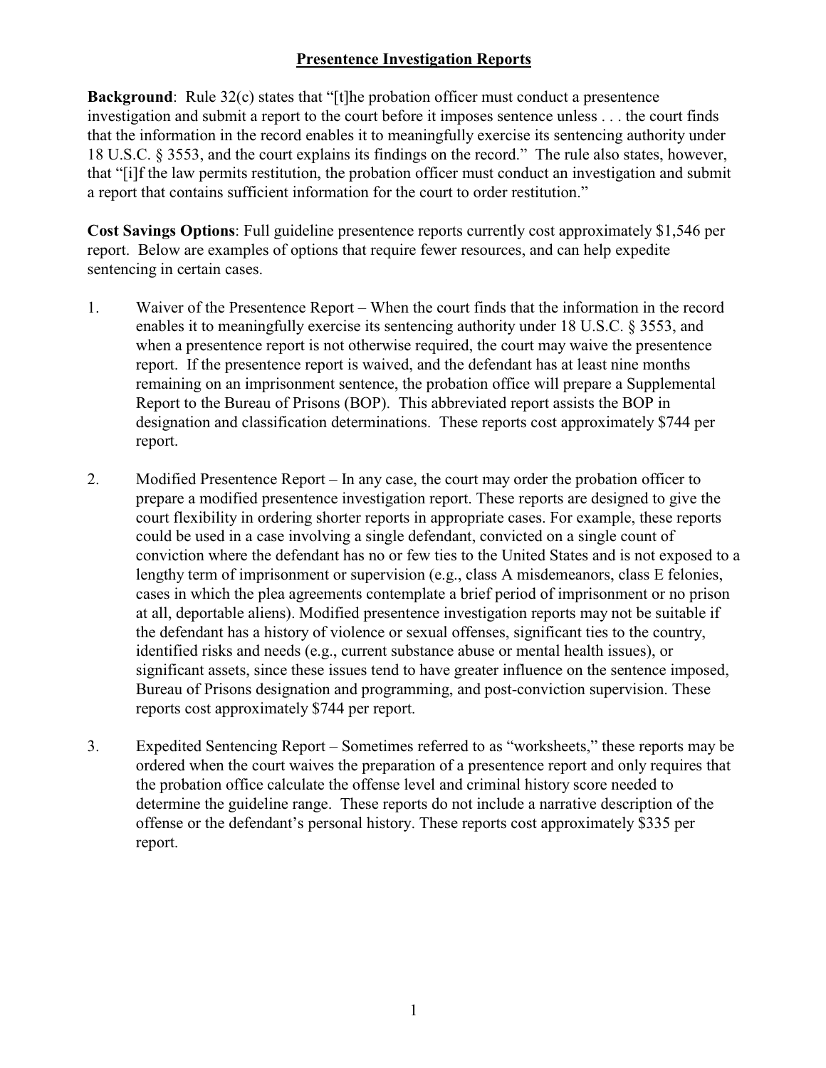# Presentence Investigation Reports

**Background**: Rule 32(c) states that "[t]he probation officer must conduct a presentence investigation and submit a report to the court before it imposes sentence unless . . . the court finds that the information in the record enables it to meaningfully exercise its sentencing authority under 18 U.S.C. § 3553, and the court explains its findings on the record." The rule also states, however, that "[i]f the law permits restitution, the probation officer must conduct an investigation and submit a report that contains sufficient information for the court to order restitution."

**Cost Savings Options**: Full guideline presentence reports currently cost approximately $1,546 per report. Below are examples of options that require fewer resources, and can help expedite sentencing in certain cases.

1. Waiver of the Presentence Report – When the court finds that the information in the record enables it to meaningfully exercise its sentencing authority under 18 U.S.C. § 3553, and when a presentence report is not otherwise required, the court may waive the presentence report. If the presentence report is waived, and the defendant has at least nine months remaining on an imprisonment sentence, the probation office will prepare a Supplemental Report to the Bureau of Prisons (BOP). This abbreviated report assists the BOP in designation and classification determinations. These reports cost approximately $744 per report.

2. Modified Presentence Report – In any case, the court may order the probation officer to prepare a modified presentence investigation report. These reports are designed to give the court flexibility in ordering shorter reports in appropriate cases. For example, these reports could be used in a case involving a single defendant, convicted on a single count of conviction where the defendant has no or few ties to the United States and is not exposed to a lengthy term of imprisonment or supervision (e.g., class A misdemeanors, class E felonies, cases in which the plea agreements contemplate a brief period of imprisonment or no prison at all, deportable aliens). Modified presentence investigation reports may not be suitable if the defendant has a history of violence or sexual offenses, significant ties to the country, identified risks and needs (e.g., current substance abuse or mental health issues), or significant assets, since these issues tend to have greater influence on the sentence imposed, Bureau of Prisons designation and programming, and post-conviction supervision. These reports cost approximately $744 per report.

3. Expedited Sentencing Report – Sometimes referred to as "worksheets," these reports may be ordered when the court waives the preparation of a presentence report and only requires that the probation office calculate the offense level and criminal history score needed to determine the guideline range. These reports do not include a narrative description of the offense or the defendant's personal history. These reports cost approximately $335 per report.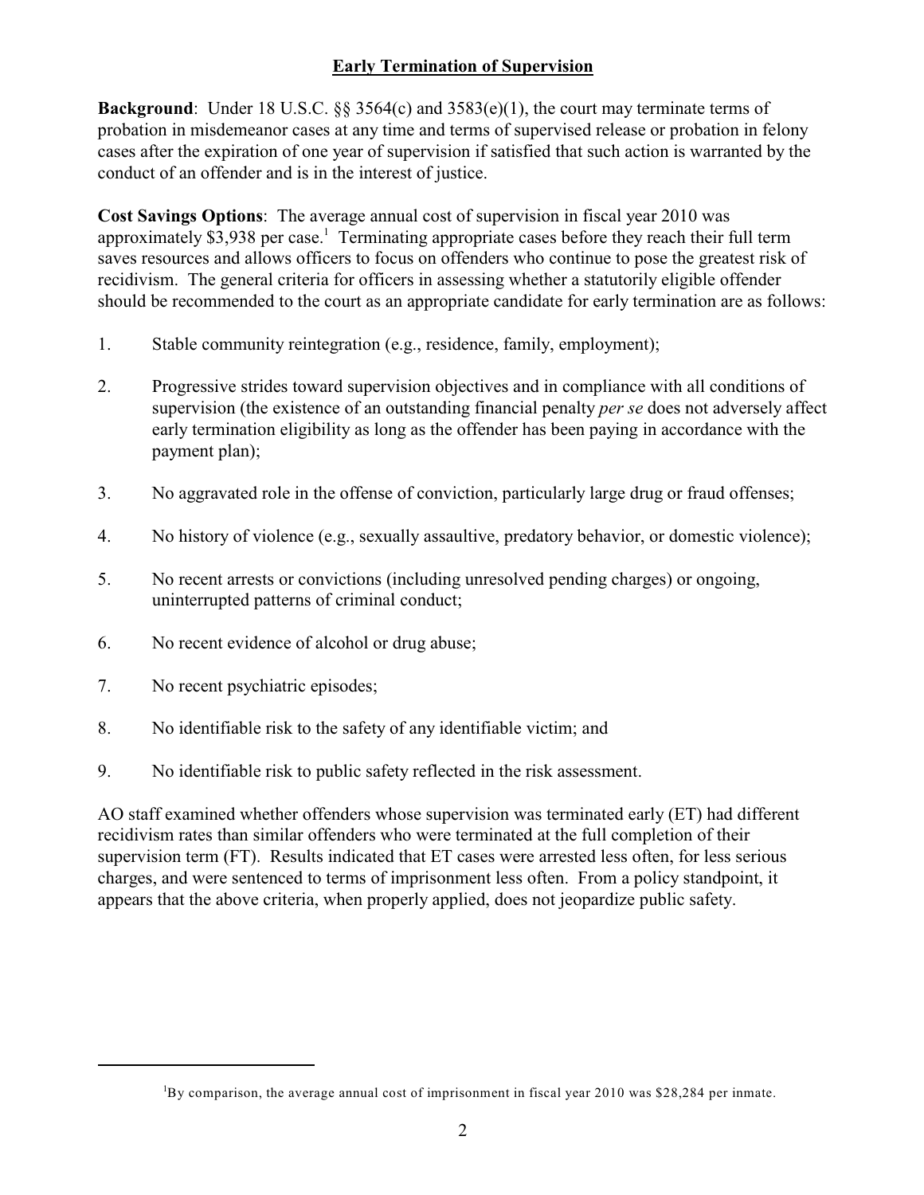## Early Termination of Supervision

**Background**: Under 18 U.S.C. §§ 3564(c) and 3583(e)(1), the court may terminate terms of probation in misdemeanor cases at any time and terms of supervised release or probation in felony cases after the expiration of one year of supervision if satisfied that such action is warranted by the conduct of an offender and is in the interest of justice.

**Cost Savings Options**: The average annual cost of supervision in fiscal year 2010 was approximately $3,938 per case.[1] Terminating appropriate cases before they reach their full term saves resources and allows officers to focus on offenders who continue to pose the greatest risk of recidivism. The general criteria for officers in assessing whether a statutorily eligible offender should be recommended to the court as an appropriate candidate for early termination are as follows:

1. Stable community reintegration (e.g., residence, family, employment);
2. Progressive strides toward supervision objectives and in compliance with all conditions of supervision (the existence of an outstanding financial penalty *per se* does not adversely affect early termination eligibility as long as the offender has been paying in accordance with the payment plan);
3. No aggravated role in the offense of conviction, particularly large drug or fraud offenses;
4. No history of violence (e.g., sexually assaultive, predatory behavior, or domestic violence);
5. No recent arrests or convictions (including unresolved pending charges) or ongoing, uninterrupted patterns of criminal conduct;
6. No recent evidence of alcohol or drug abuse;
7. No recent psychiatric episodes;
8. No identifiable risk to the safety of any identifiable victim; and
9. No identifiable risk to public safety reflected in the risk assessment.

AO staff examined whether offenders whose supervision was terminated early (ET) had different recidivism rates than similar offenders who were terminated at the full completion of their supervision term (FT). Results indicated that ET cases were arrested less often, for less serious charges, and were sentenced to terms of imprisonment less often. From a policy standpoint, it appears that the above criteria, when properly applied, does not jeopardize public safety.

[1] By comparison, the average annual cost of imprisonment in fiscal year 2010 was $28,284 per inmate.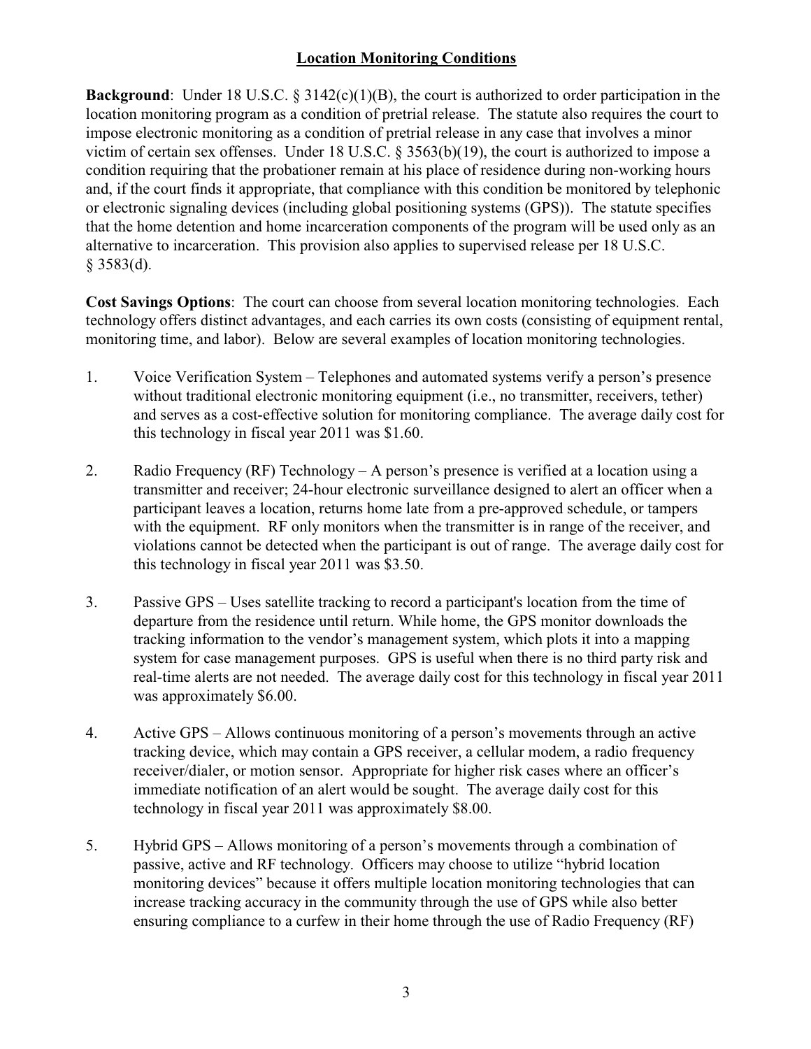## Location Monitoring Conditions

**Background**: Under 18 U.S.C. § 3142(c)(1)(B), the court is authorized to order participation in the location monitoring program as a condition of pretrial release. The statute also requires the court to impose electronic monitoring as a condition of pretrial release in any case that involves a minor victim of certain sex offenses. Under 18 U.S.C. § 3563(b)(19), the court is authorized to impose a condition requiring that the probationer remain at his place of residence during non-working hours and, if the court finds it appropriate, that compliance with this condition be monitored by telephonic or electronic signaling devices (including global positioning systems (GPS)). The statute specifies that the home detention and home incarceration components of the program will be used only as an alternative to incarceration. This provision also applies to supervised release per 18 U.S.C. § 3583(d).

**Cost Savings Options**: The court can choose from several location monitoring technologies. Each technology offers distinct advantages, and each carries its own costs (consisting of equipment rental, monitoring time, and labor). Below are several examples of location monitoring technologies.

1. Voice Verification System – Telephones and automated systems verify a person's presence without traditional electronic monitoring equipment (i.e., no transmitter, receivers, tether) and serves as a cost-effective solution for monitoring compliance. The average daily cost for this technology in fiscal year 2011 was $1.60.

2. Radio Frequency (RF) Technology – A person's presence is verified at a location using a transmitter and receiver; 24-hour electronic surveillance designed to alert an officer when a participant leaves a location, returns home late from a pre-approved schedule, or tampers with the equipment. RF only monitors when the transmitter is in range of the receiver, and violations cannot be detected when the participant is out of range. The average daily cost for this technology in fiscal year 2011 was $3.50.

3. Passive GPS – Uses satellite tracking to record a participant's location from the time of departure from the residence until return. While home, the GPS monitor downloads the tracking information to the vendor's management system, which plots it into a mapping system for case management purposes. GPS is useful when there is no third party risk and real-time alerts are not needed. The average daily cost for this technology in fiscal year 2011 was approximately $6.00.

4. Active GPS – Allows continuous monitoring of a person's movements through an active tracking device, which may contain a GPS receiver, a cellular modem, a radio frequency receiver/dialer, or motion sensor. Appropriate for higher risk cases where an officer's immediate notification of an alert would be sought. The average daily cost for this technology in fiscal year 2011 was approximately $8.00.

5. Hybrid GPS – Allows monitoring of a person's movements through a combination of passive, active and RF technology. Officers may choose to utilize "hybrid location monitoring devices" because it offers multiple location monitoring technologies that can increase tracking accuracy in the community through the use of GPS while also better ensuring compliance to a curfew in their home through the use of Radio Frequency (RF)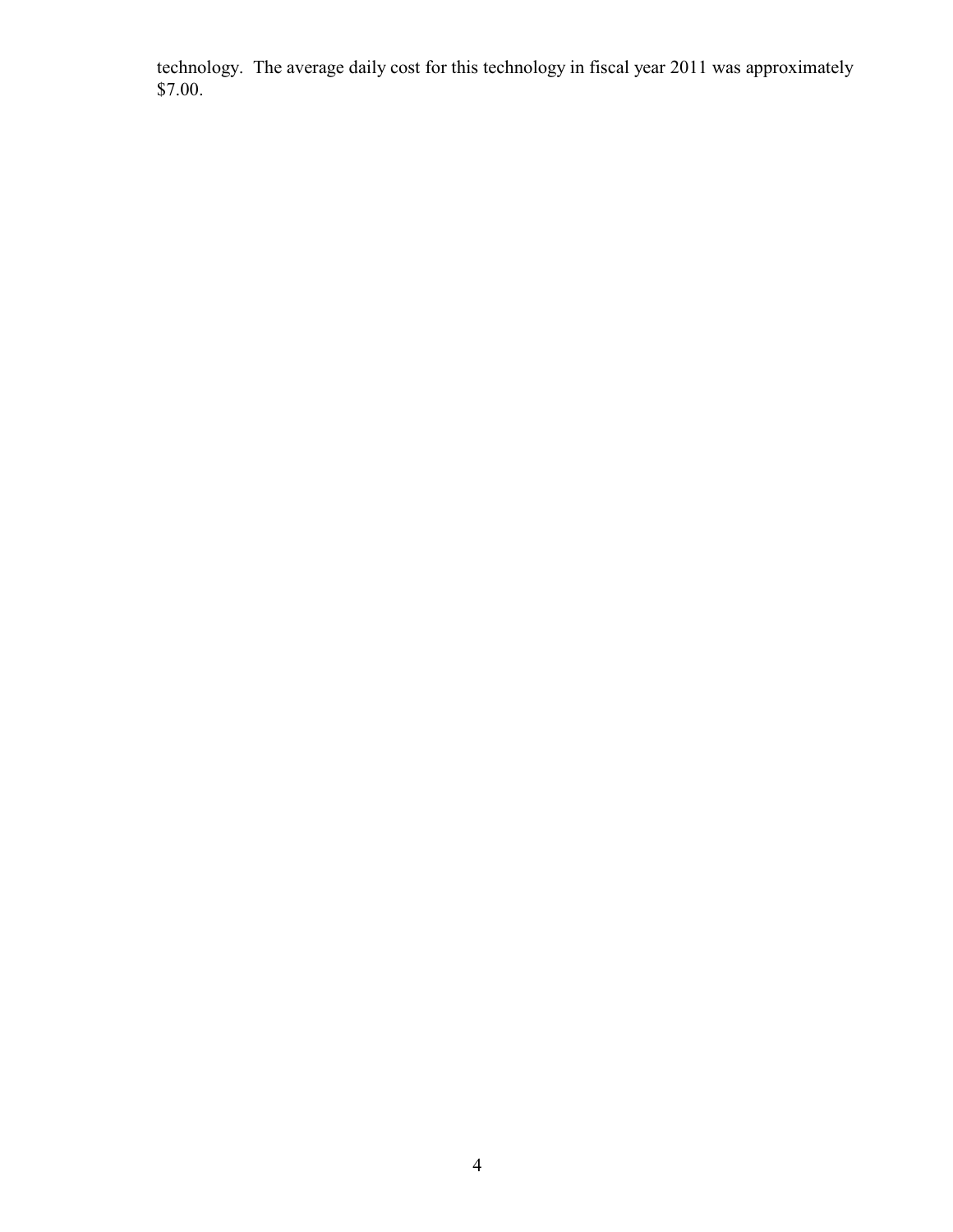technology. The average daily cost for this technology in fiscal year 2011 was approximately $7.00.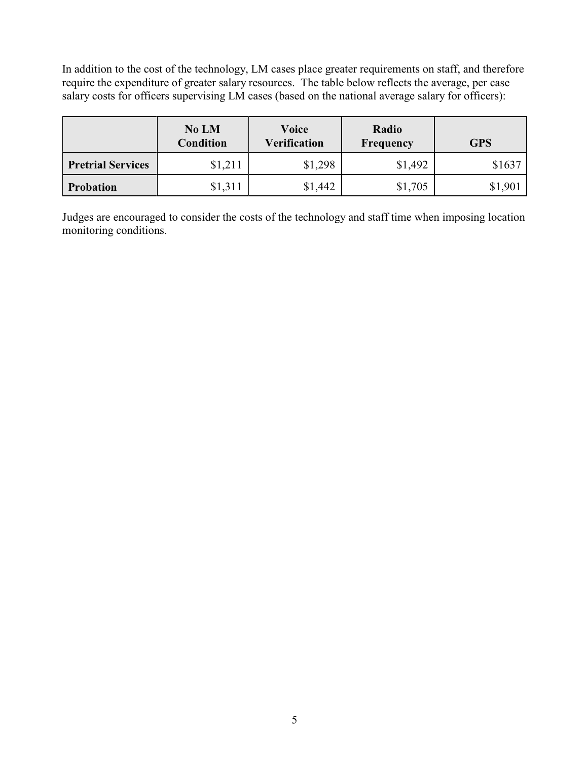In addition to the cost of the technology, LM cases place greater requirements on staff, and therefore require the expenditure of greater salary resources. The table below reflects the average, per case salary costs for officers supervising LM cases (based on the national average salary for officers):

| | No LM Condition | Voice Verification | Radio Frequency | GPS |
|---|---|---|---|---|
| **Pretrial Services** | $1,211 | $1,298 | $1,492 | $1637 |
| **Probation** | $1,311 | $1,442 | $1,705 | $1,901 |

Judges are encouraged to consider the costs of the technology and staff time when imposing location monitoring conditions.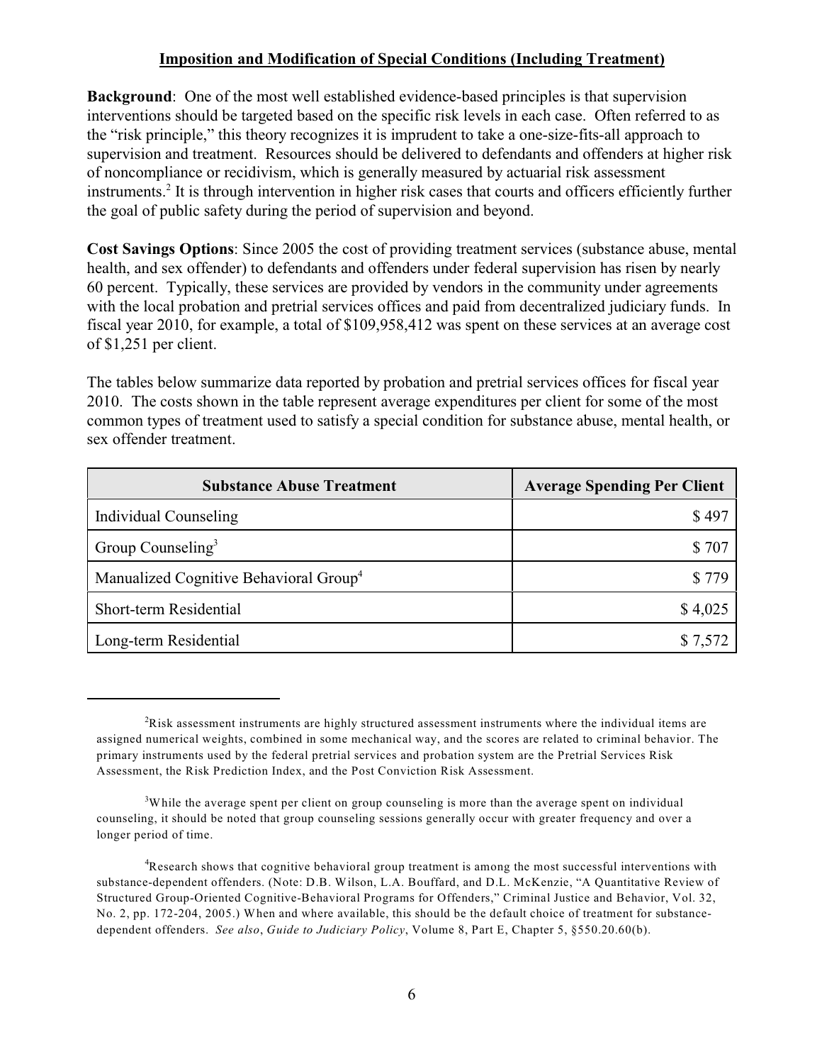## Imposition and Modification of Special Conditions (Including Treatment)

**Background**: One of the most well established evidence-based principles is that supervision interventions should be targeted based on the specific risk levels in each case. Often referred to as the "risk principle," this theory recognizes it is imprudent to take a one-size-fits-all approach to supervision and treatment. Resources should be delivered to defendants and offenders at higher risk of noncompliance or recidivism, which is generally measured by actuarial risk assessment instruments.[2] It is through intervention in higher risk cases that courts and officers efficiently further the goal of public safety during the period of supervision and beyond.

**Cost Savings Options**: Since 2005 the cost of providing treatment services (substance abuse, mental health, and sex offender) to defendants and offenders under federal supervision has risen by nearly 60 percent. Typically, these services are provided by vendors in the community under agreements with the local probation and pretrial services offices and paid from decentralized judiciary funds. In fiscal year 2010, for example, a total of $109,958,412 was spent on these services at an average cost of $1,251 per client.

The tables below summarize data reported by probation and pretrial services offices for fiscal year 2010. The costs shown in the table represent average expenditures per client for some of the most common types of treatment used to satisfy a special condition for substance abuse, mental health, or sex offender treatment.

| Substance Abuse Treatment | Average Spending Per Client |
|---|---:|
| Individual Counseling | $ 497 |
| Group Counseling[3] | $ 707 |
| Manualized Cognitive Behavioral Group[4] | $ 779 |
| Short-term Residential | $ 4,025 |
| Long-term Residential | $ 7,572 |

---

[2] Risk assessment instruments are highly structured assessment instruments where the individual items are assigned numerical weights, combined in some mechanical way, and the scores are related to criminal behavior. The primary instruments used by the federal pretrial services and probation system are the Pretrial Services Risk Assessment, the Risk Prediction Index, and the Post Conviction Risk Assessment.

[3] While the average spent per client on group counseling is more than the average spent on individual counseling, it should be noted that group counseling sessions generally occur with greater frequency and over a longer period of time.

[4] Research shows that cognitive behavioral group treatment is among the most successful interventions with substance-dependent offenders. (Note: D.B. Wilson, L.A. Bouffard, and D.L. McKenzie, "A Quantitative Review of Structured Group-Oriented Cognitive-Behavioral Programs for Offenders," Criminal Justice and Behavior, Vol. 32, No. 2, pp. 172-204, 2005.) When and where available, this should be the default choice of treatment for substance-dependent offenders. *See also*, *Guide to Judiciary Policy*, Volume 8, Part E, Chapter 5, §550.20.60(b).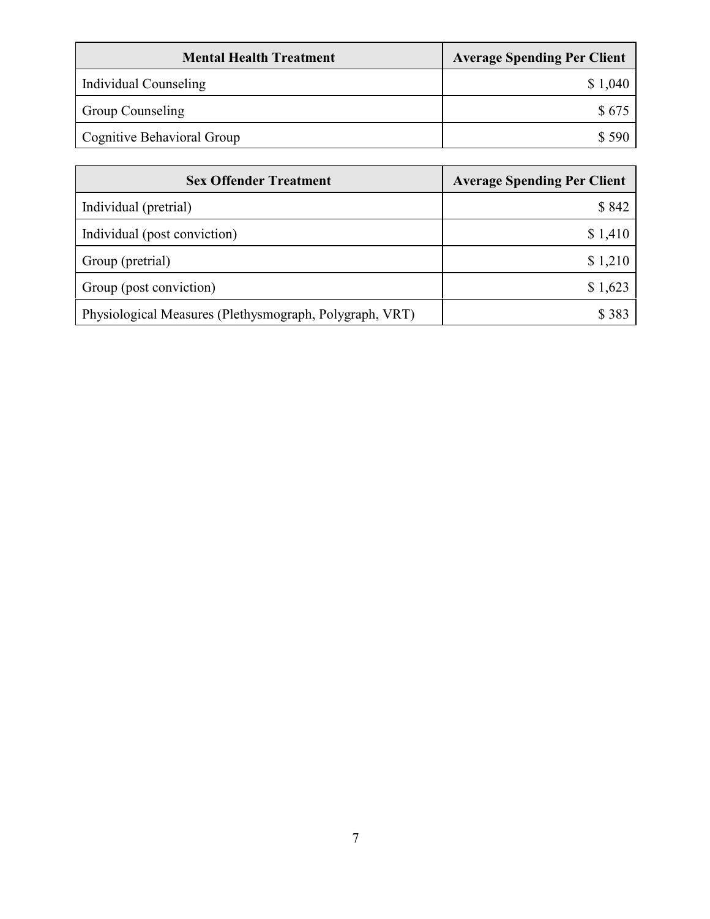| Mental Health Treatment | Average Spending Per Client |
| --- | ---: |
| Individual Counseling | $ 1,040 |
| Group Counseling | $ 675 |
| Cognitive Behavioral Group | $ 590 |

| Sex Offender Treatment | Average Spending Per Client |
| --- | ---: |
| Individual (pretrial) | $ 842 |
| Individual (post conviction) | $ 1,410 |
| Group (pretrial) | $ 1,210 |
| Group (post conviction) | $ 1,623 |
| Physiological Measures (Plethysmograph, Polygraph, VRT) | $ 383 |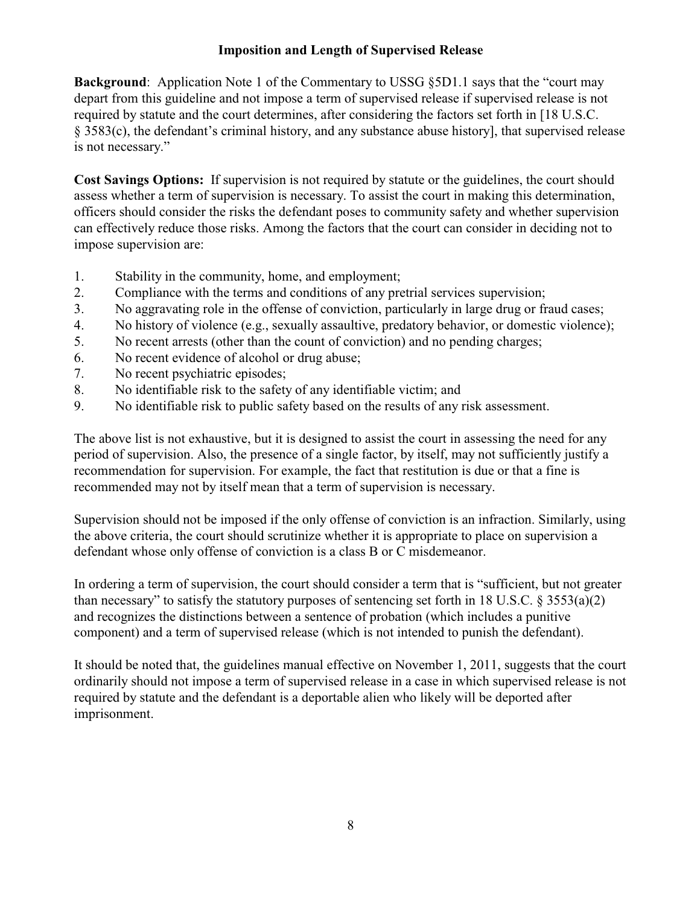## Imposition and Length of Supervised Release

**Background**: Application Note 1 of the Commentary to USSG §5D1.1 says that the "court may depart from this guideline and not impose a term of supervised release if supervised release is not required by statute and the court determines, after considering the factors set forth in [18 U.S.C. § 3583(c), the defendant's criminal history, and any substance abuse history], that supervised release is not necessary."

**Cost Savings Options:** If supervision is not required by statute or the guidelines, the court should assess whether a term of supervision is necessary. To assist the court in making this determination, officers should consider the risks the defendant poses to community safety and whether supervision can effectively reduce those risks. Among the factors that the court can consider in deciding not to impose supervision are:

1. Stability in the community, home, and employment;
2. Compliance with the terms and conditions of any pretrial services supervision;
3. No aggravating role in the offense of conviction, particularly in large drug or fraud cases;
4. No history of violence (e.g., sexually assaultive, predatory behavior, or domestic violence);
5. No recent arrests (other than the count of conviction) and no pending charges;
6. No recent evidence of alcohol or drug abuse;
7. No recent psychiatric episodes;
8. No identifiable risk to the safety of any identifiable victim; and
9. No identifiable risk to public safety based on the results of any risk assessment.

The above list is not exhaustive, but it is designed to assist the court in assessing the need for any period of supervision. Also, the presence of a single factor, by itself, may not sufficiently justify a recommendation for supervision. For example, the fact that restitution is due or that a fine is recommended may not by itself mean that a term of supervision is necessary.

Supervision should not be imposed if the only offense of conviction is an infraction. Similarly, using the above criteria, the court should scrutinize whether it is appropriate to place on supervision a defendant whose only offense of conviction is a class B or C misdemeanor.

In ordering a term of supervision, the court should consider a term that is "sufficient, but not greater than necessary" to satisfy the statutory purposes of sentencing set forth in 18 U.S.C. § 3553(a)(2) and recognizes the distinctions between a sentence of probation (which includes a punitive component) and a term of supervised release (which is not intended to punish the defendant).

It should be noted that, the guidelines manual effective on November 1, 2011, suggests that the court ordinarily should not impose a term of supervised release in a case in which supervised release is not required by statute and the defendant is a deportable alien who likely will be deported after imprisonment.